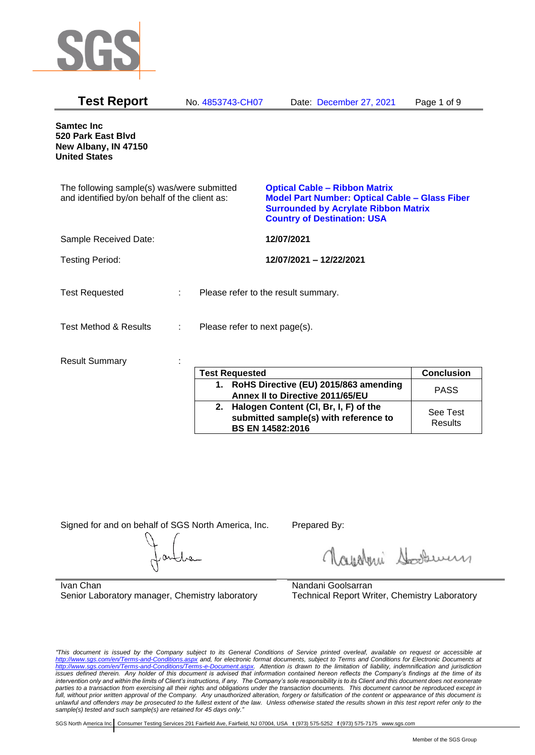**Test Report** No. 4853743-CH07 Date: December 27, 2021

**Samtec Inc**
**520 Park East Blvd**
**New Albany, IN 47150**
**United States**

The following sample(s) was/were submitted and identified by/on behalf of the client as:

**Optical Cable – Ribbon Matrix**
**Model Part Number: Optical Cable – Glass Fiber Surrounded by Acrylate Ribbon Matrix**
**Country of Destination: USA**

Sample Received Date: **12/07/2021**

Testing Period: **12/07/2021 – 12/22/2021**

Test Requested : Please refer to the result summary.

Test Method & Results : Please refer to next page(s).

Result Summary :

| Test Requested | Conclusion |
|---|---|
| **1. RoHS Directive (EU) 2015/863 amending Annex II to Directive 2011/65/EU** | PASS |
| **2. Halogen Content (Cl, Br, I, F) of the submitted sample(s) with reference to BS EN 14582:2016** | See Test Results |

Signed for and on behalf of SGS North America, Inc.

Ivan Chan
Senior Laboratory manager, Chemistry laboratory

Prepared By:

Nandani Goolsarran
Technical Report Writer, Chemistry Laboratory

*"This document is issued by the Company subject to its General Conditions of Service printed overleaf, available on request or accessible at http://www.sgs.com/en/Terms-and-Conditions.aspx and, for electronic format documents, subject to Terms and Conditions for Electronic Documents at http://www.sgs.com/en/Terms-and-Conditions/Terms-e-Document.aspx. Attention is drawn to the limitation of liability, indemnification and jurisdiction issues defined therein. Any holder of this document is advised that information contained hereon reflects the Company's findings at the time of its intervention only and within the limits of Client's instructions, if any. The Company's sole responsibility is to its Client and this document does not exonerate parties to a transaction from exercising all their rights and obligations under the transaction documents. This document cannot be reproduced except in full, without prior written approval of the Company. Any unauthorized alteration, forgery or falsification of the content or appearance of this document is unlawful and offenders may be prosecuted to the fullest extent of the law. Unless otherwise stated the results shown in this test report refer only to the sample(s) tested and such sample(s) are retained for 45 days only."*

SGS North America Inc. | Consumer Testing Services 291 Fairfield Ave, Fairfield, NJ 07004, USA t (973) 575-5252 f (973) 575-7175 www.sgs.com

Member of the SGS Group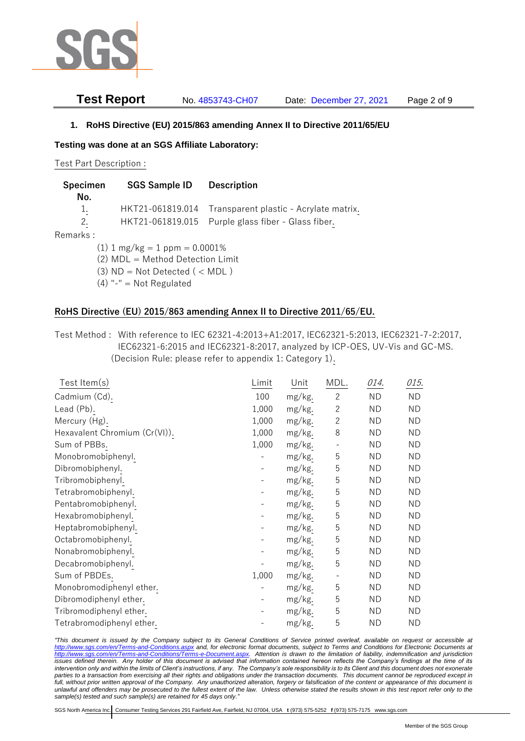## 1. RoHS Directive (EU) 2015/863 amending Annex II to Directive 2011/65/EU

**Testing was done at an SGS Affiliate Laboratory:**

Test Part Description :

| Specimen No. | SGS Sample ID | Description |
|---|---|---|
| 1. | HKT21-061819.014 | Transparent plastic - Acrylate matrix. |
| 2. | HKT21-061819.015 | Purple glass fiber - Glass fiber. |

Remarks :

(1) 1 mg/kg = 1 ppm = 0.0001%
(2) MDL = Method Detection Limit
(3) ND = Not Detected ( < MDL )
(4) "-" = Not Regulated

### RoHS Directive (EU) 2015/863 amending Annex II to Directive 2011/65/EU.

Test Method : With reference to IEC 62321-4:2013+A1:2017, IEC62321-5:2013, IEC62321-7-2:2017, IEC62321-6:2015 and IEC62321-8:2017, analyzed by ICP-OES, UV-Vis and GC-MS. (Decision Rule: please refer to appendix 1: Category 1).

| Test Item(s) | Limit | Unit | MDL. | *014.* | *015.* |
|---|---|---|---|---|---|
| Cadmium (Cd). | 100 | mg/kg. | 2 | ND | ND |
| Lead (Pb). | 1,000 | mg/kg. | 2 | ND | ND |
| Mercury (Hg). | 1,000 | mg/kg. | 2 | ND | ND |
| Hexavalent Chromium (Cr(VI)). | 1,000 | mg/kg. | 8 | ND | ND |
| Sum of PBBs. | 1,000 | mg/kg. | - | ND | ND |
| Monobromobiphenyl. | - | mg/kg. | 5 | ND | ND |
| Dibromobiphenyl. | - | mg/kg. | 5 | ND | ND |
| Tribromobiphenyl. | - | mg/kg. | 5 | ND | ND |
| Tetrabromobiphenyl. | - | mg/kg. | 5 | ND | ND |
| Pentabromobiphenyl. | - | mg/kg. | 5 | ND | ND |
| Hexabromobiphenyl. | - | mg/kg. | 5 | ND | ND |
| Heptabromobiphenyl. | - | mg/kg. | 5 | ND | ND |
| Octabromobiphenyl. | - | mg/kg. | 5 | ND | ND |
| Nonabromobiphenyl. | - | mg/kg. | 5 | ND | ND |
| Decabromobiphenyl. | - | mg/kg. | 5 | ND | ND |
| Sum of PBDEs. | 1,000 | mg/kg. | - | ND | ND |
| Monobromodiphenyl ether. | - | mg/kg. | 5 | ND | ND |
| Dibromodiphenyl ether. | - | mg/kg. | 5 | ND | ND |
| Tribromodiphenyl ether. | - | mg/kg. | 5 | ND | ND |
| Tetrabromodiphenyl ether. | - | mg/kg. | 5 | ND | ND |

*"This document is issued by the Company subject to its General Conditions of Service printed overleaf, available on request or accessible at http://www.sgs.com/en/Terms-and-Conditions.aspx and, for electronic format documents, subject to Terms and Conditions for Electronic Documents at http://www.sgs.com/en/Terms-and-Conditions/Terms-e-Document.aspx. Attention is drawn to the limitation of liability, indemnification and jurisdiction issues defined therein. Any holder of this document is advised that information contained hereon reflects the Company's findings at the time of its intervention only and within the limits of Client's instructions, if any. The Company's sole responsibility is to its Client and this document does not exonerate parties to a transaction from exercising all their rights and obligations under the transaction documents. This document cannot be reproduced except in full, without prior written approval of the Company. Any unauthorized alteration, forgery or falsification of the content or appearance of this document is unlawful and offenders may be prosecuted to the fullest extent of the law. Unless otherwise stated the results shown in this test report refer only to the sample(s) tested and such sample(s) are retained for 45 days only."*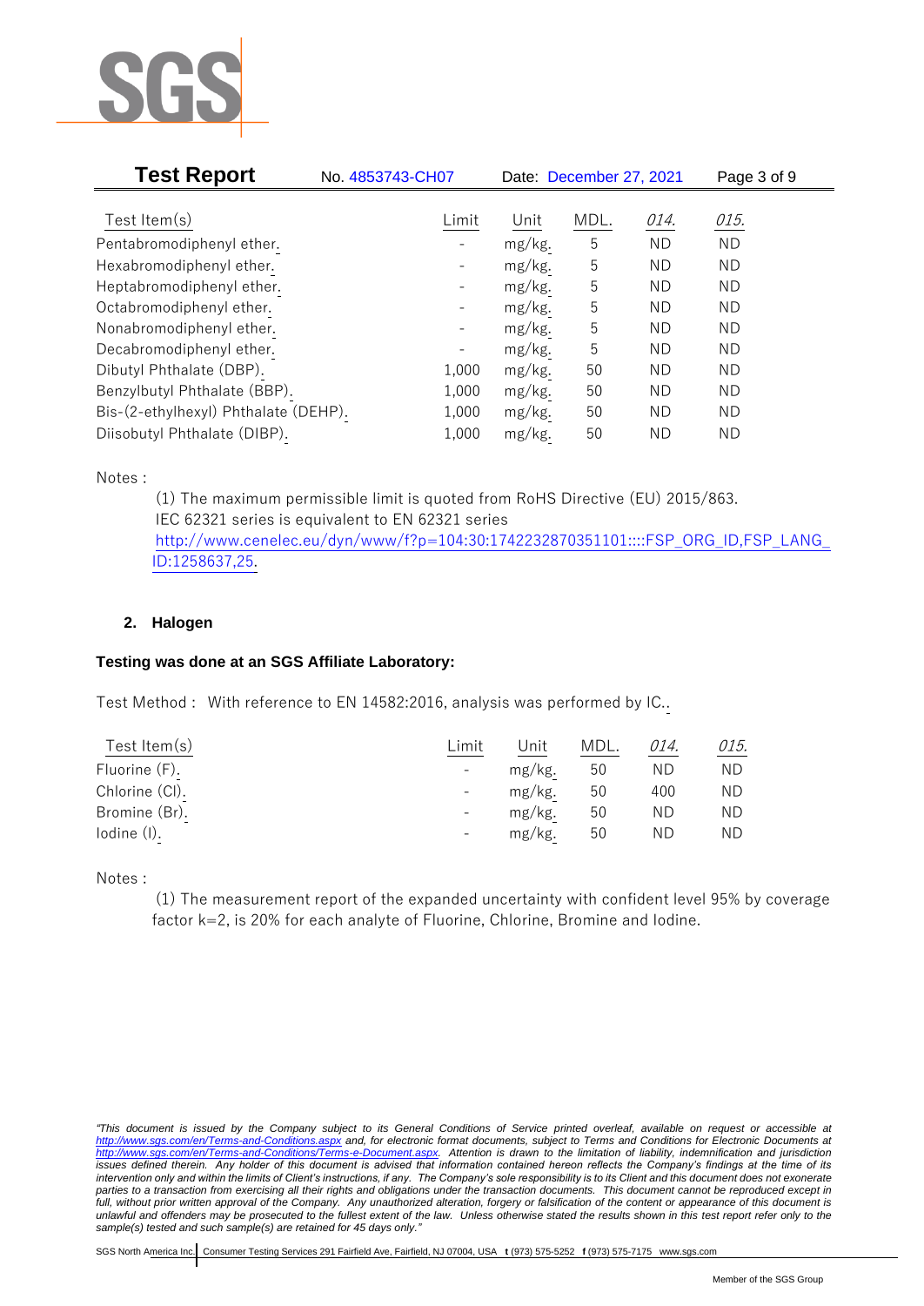| Test Item(s) | Limit | Unit | MDL. | *014.* | *015.* |
|---|---|---|---|---|---|
| Pentabromodiphenyl ether. | - | mg/kg. | 5 | ND | ND |
| Hexabromodiphenyl ether. | - | mg/kg. | 5 | ND | ND |
| Heptabromodiphenyl ether. | - | mg/kg. | 5 | ND | ND |
| Octabromodiphenyl ether. | - | mg/kg. | 5 | ND | ND |
| Nonabromodiphenyl ether. | - | mg/kg. | 5 | ND | ND |
| Decabromodiphenyl ether. | - | mg/kg. | 5 | ND | ND |
| Dibutyl Phthalate (DBP). | 1,000 | mg/kg. | 50 | ND | ND |
| Benzylbutyl Phthalate (BBP). | 1,000 | mg/kg. | 50 | ND | ND |
| Bis-(2-ethylhexyl) Phthalate (DEHP). | 1,000 | mg/kg. | 50 | ND | ND |
| Diisobutyl Phthalate (DIBP). | 1,000 | mg/kg. | 50 | ND | ND |

Notes :

(1) The maximum permissible limit is quoted from RoHS Directive (EU) 2015/863.
IEC 62321 series is equivalent to EN 62321 series
http://www.cenelec.eu/dyn/www/f?p=104:30:1742232870351101::::FSP_ORG_ID,FSP_LANG_ID:1258637,25.

## 2. Halogen

**Testing was done at an SGS Affiliate Laboratory:**

Test Method : With reference to EN 14582:2016, analysis was performed by IC..

| Test Item(s) | Limit | Unit | MDL. | *014.* | *015.* |
|---|---|---|---|---|---|
| Fluorine (F). | - | mg/kg. | 50 | ND | ND |
| Chlorine (Cl). | - | mg/kg. | 50 | 400 | ND |
| Bromine (Br). | - | mg/kg. | 50 | ND | ND |
| Iodine (I). | - | mg/kg. | 50 | ND | ND |

Notes :

(1) The measurement report of the expanded uncertainty with confident level 95% by coverage factor k=2, is 20% for each analyte of Fluorine, Chlorine, Bromine and Iodine.

*"This document is issued by the Company subject to its General Conditions of Service printed overleaf, available on request or accessible at http://www.sgs.com/en/Terms-and-Conditions.aspx and, for electronic format documents, subject to Terms and Conditions for Electronic Documents at http://www.sgs.com/en/Terms-and-Conditions/Terms-e-Document.aspx. Attention is drawn to the limitation of liability, indemnification and jurisdiction issues defined therein. Any holder of this document is advised that information contained hereon reflects the Company's findings at the time of its intervention only and within the limits of Client's instructions, if any. The Company's sole responsibility is to its Client and this document does not exonerate parties to a transaction from exercising all their rights and obligations under the transaction documents. This document cannot be reproduced except in full, without prior written approval of the Company. Any unauthorized alteration, forgery or falsification of the content or appearance of this document is unlawful and offenders may be prosecuted to the fullest extent of the law. Unless otherwise stated the results shown in this test report refer only to the sample(s) tested and such sample(s) are retained for 45 days only."*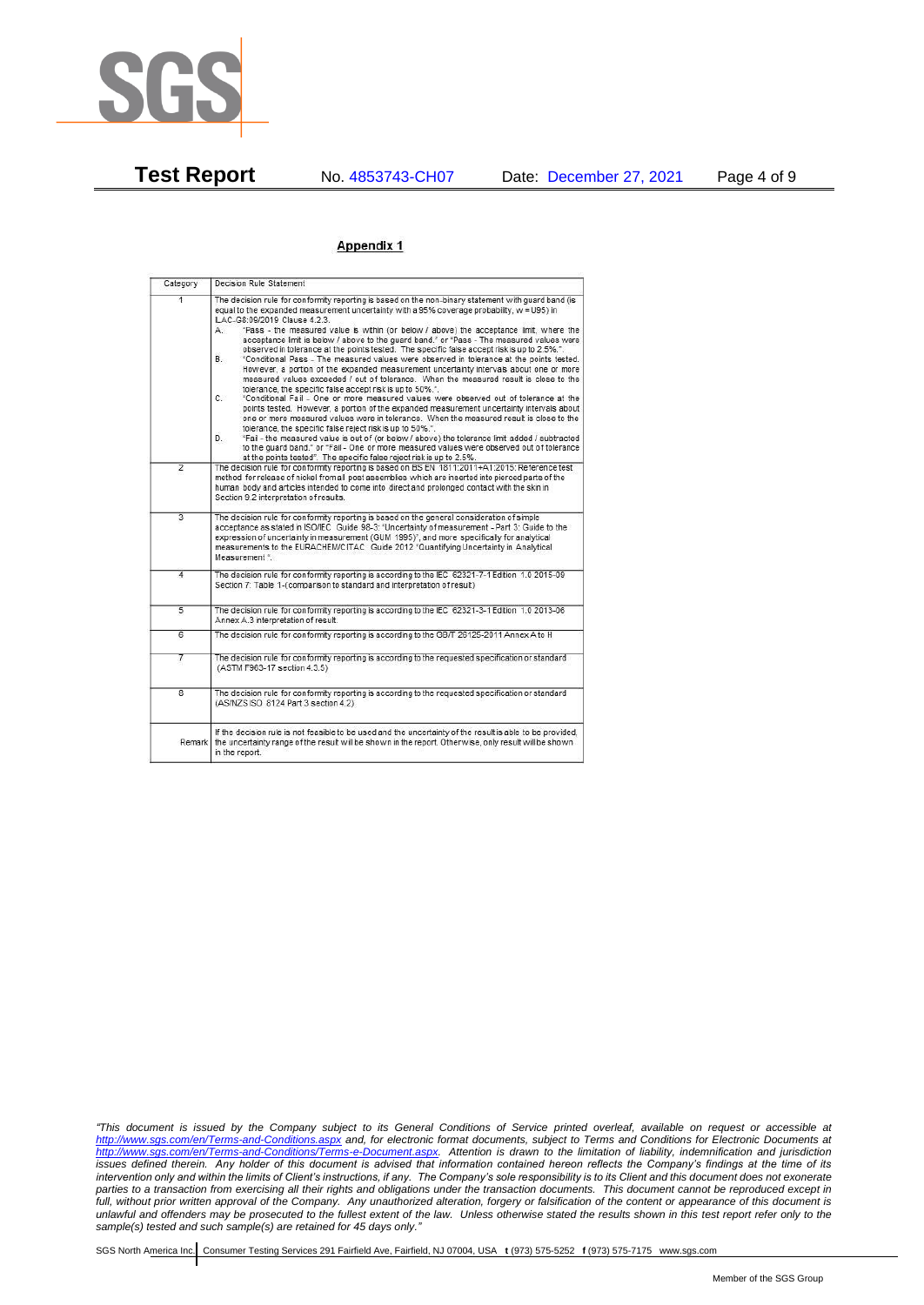## Appendix 1

| Category | Decision Rule Statement |
|---|---|
| 1 | The decision rule for conformity reporting is based on the non-binary statement with guard band (is equal to the expanded measurement uncertainty with a 95% coverage probability, w = U95) in ILAC-G8:09/2019 Clause 4.2.3.<br>A. "Pass - the measured value is within (or below / above) the acceptance limit, where the acceptance limit is below / above to the guard band." or "Pass - The measured values were observed in tolerance at the points tested. The specific false accept risk is up to 2.5%.".<br>B. "Conditional Pass - The measured values were observed in tolerance at the points tested. However, a portion of the expanded measurement uncertainty intervals about one or more measured values exceeded / out of tolerance. When the measured result is close to the tolerance, the specific false accept risk is up to 50%.".<br>C. "Conditional Fail - One or more measured values were observed out of tolerance at the points tested. However, a portion of the expanded measurement uncertainty intervals about one or more measured values were in tolerance. When the measured result is close to the tolerance, the specific false reject risk is up to 50%.".<br>D. "Fail - the measured value is out of (or below / above) the tolerance limit added / subtracted to the guard band." or "Fail - One or more measured values were observed out of tolerance at the points tested". The specific false reject risk is up to 2.5%. |
| 2 | The decision rule for conformity reporting is based on BS EN 1811:2011+A1:2015: Reference test method for release of nickel from all post assemblies which are inserted into pierced parts of the human body and articles intended to come into direct and prolonged contact with the skin in Section 9.2 interpretation of results. |
| 3 | The decision rule for conformity reporting is based on the general consideration of simple acceptance as stated in ISO/IEC Guide 98-3: "Uncertainty of measurement - Part 3: Guide to the expression of uncertainty in measurement (GUM 1995)", and more specifically for analytical measurements to the EURACHEM/CITAC Guide 2012 "Quantifying Uncertainty in Analytical Measurement ". |
| 4 | The decision rule for conformity reporting is according to the IEC 62321-7-1 Edition 1.0 2015-09 Section 7: Table 1-(comparison to standard and interpretation of result) |
| 5 | The decision rule for conformity reporting is according to the IEC 62321-3-1 Edition 1.0 2013-06 Annex A.3 interpretation of result. |
| 6 | The decision rule for conformity reporting is according to the GB/T 26125-2011 Annex A to H |
| 7 | The decision rule for conformity reporting is according to the requested specification or standard (ASTM F963-17 section 4.3.5) |
| 8 | The decision rule for conformity reporting is according to the requested specification or standard (AS/NZS ISO 8124 Part 3 section 4.2) |
| Remark | If the decision rule is not feasible to be used and the uncertainty of the result is able to be provided, the uncertainty range of the result will be shown in the report. Otherwise, only result will be shown in the report. |

*"This document is issued by the Company subject to its General Conditions of Service printed overleaf, available on request or accessible at http://www.sgs.com/en/Terms-and-Conditions.aspx and, for electronic format documents, subject to Terms and Conditions for Electronic Documents at http://www.sgs.com/en/Terms-and-Conditions/Terms-e-Document.aspx. Attention is drawn to the limitation of liability, indemnification and jurisdiction issues defined therein. Any holder of this document is advised that information contained hereon reflects the Company's findings at the time of its intervention only and within the limits of Client's instructions, if any. The Company's sole responsibility is to its Client and this document does not exonerate parties to a transaction from exercising all their rights and obligations under the transaction documents. This document cannot be reproduced except in full, without prior written approval of the Company. Any unauthorized alteration, forgery or falsification of the content or appearance of this document is unlawful and offenders may be prosecuted to the fullest extent of the law. Unless otherwise stated the results shown in this test report refer only to the sample(s) tested and such sample(s) are retained for 45 days only."*

SGS North America Inc. Consumer Testing Services 291 Fairfield Ave, Fairfield, NJ 07004, USA t (973) 575-5252 f (973) 575-7175 www.sgs.com

Member of the SGS Group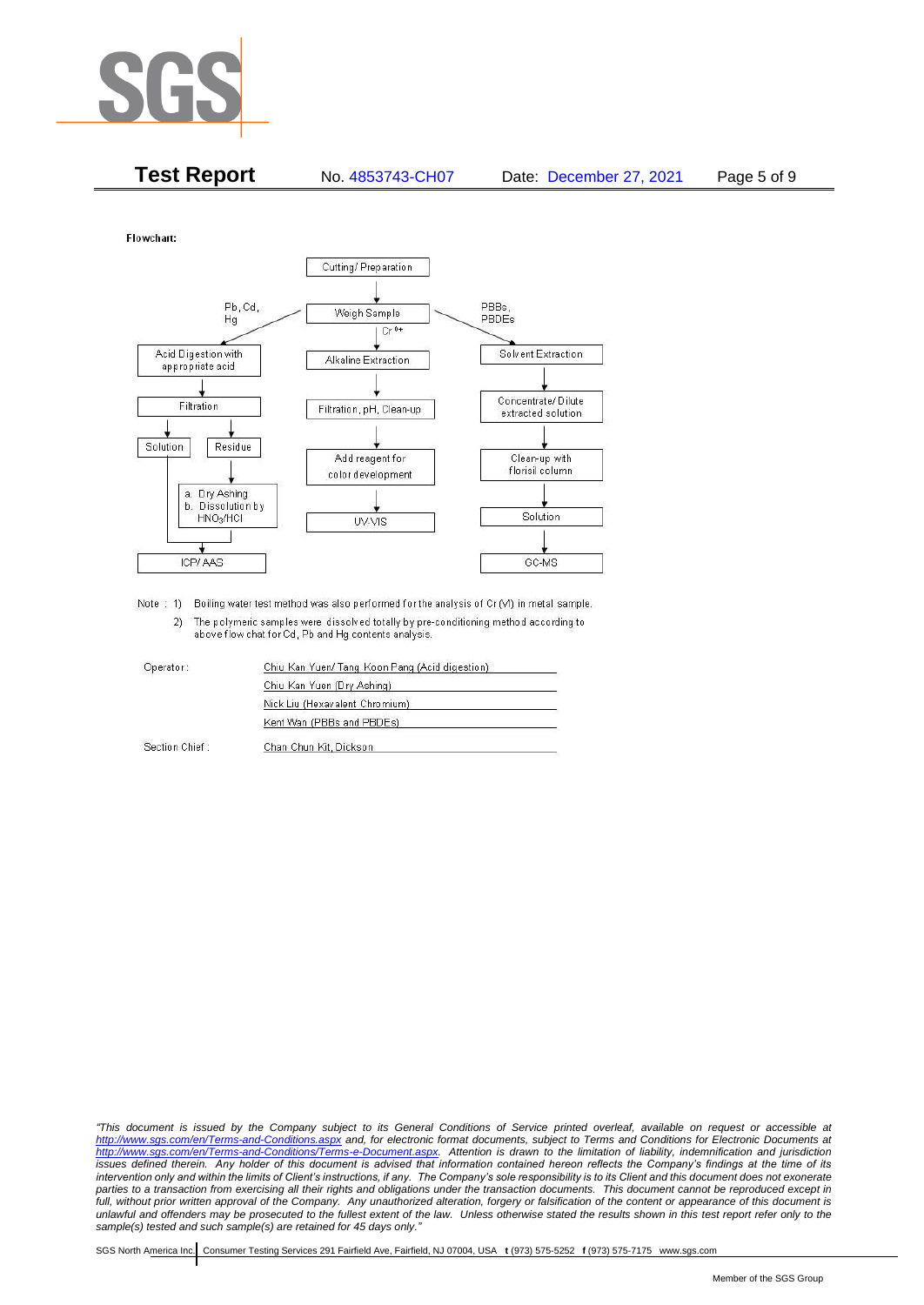Flowchart:

```
                          Cutting/ Preparation
                                  |
        Pb, Cd, Hg  <-------  Weigh Sample  ------->  PBBs, PBDEs
            |                     | Cr 6+                  |
Acid Digestion with         Alkaline Extraction      Solvent Extraction
appropriate acid                  |                        |
            |                     |                 Concentrate/ Dilute
        Filtration          Filtration, pH, Clean-up  extracted solution
        |        |                |                        |
    Solution   Residue      Add reagent for          Clean-up with
        |        |          color development         florisil column
        |   a. Dry Ashing         |                        |
        |   b. Dissolution by   UV-VIS                  Solution
        |      HNO3/HCl                                    |
        |        |                                       GC-MS
       ICP/ AAS
```

Note : 1) Boiling water test method was also performed for the analysis of Cr (VI) in metal sample.

2) The polymeric samples were dissolved totally by pre-conditioning method according to above flow chat for Cd, Pb and Hg contents analysis.

| | |
|---|---|
| Operator: | Chiu Kan Yuen/ Tang Koon Pang (Acid digestion) |
| | Chiu Kan Yuen (Dry Ashing) |
| | Nick Liu (Hexavalent Chromium) |
| | Kent Wan (PBBs and PBDEs) |
| Section Chief: | Chan Chun Kit, Dickson |

*"This document is issued by the Company subject to its General Conditions of Service printed overleaf, available on request or accessible at http://www.sgs.com/en/Terms-and-Conditions.aspx and, for electronic format documents, subject to Terms and Conditions for Electronic Documents at http://www.sgs.com/en/Terms-and-Conditions/Terms-e-Document.aspx. Attention is drawn to the limitation of liability, indemnification and jurisdiction issues defined therein. Any holder of this document is advised that information contained hereon reflects the Company's findings at the time of its intervention only and within the limits of Client's instructions, if any. The Company's sole responsibility is to its Client and this document does not exonerate parties to a transaction from exercising all their rights and obligations under the transaction documents. This document cannot be reproduced except in full, without prior written approval of the Company. Any unauthorized alteration, forgery or falsification of the content or appearance of this document is unlawful and offenders may be prosecuted to the fullest extent of the law. Unless otherwise stated the results shown in this test report refer only to the sample(s) tested and such sample(s) are retained for 45 days only."*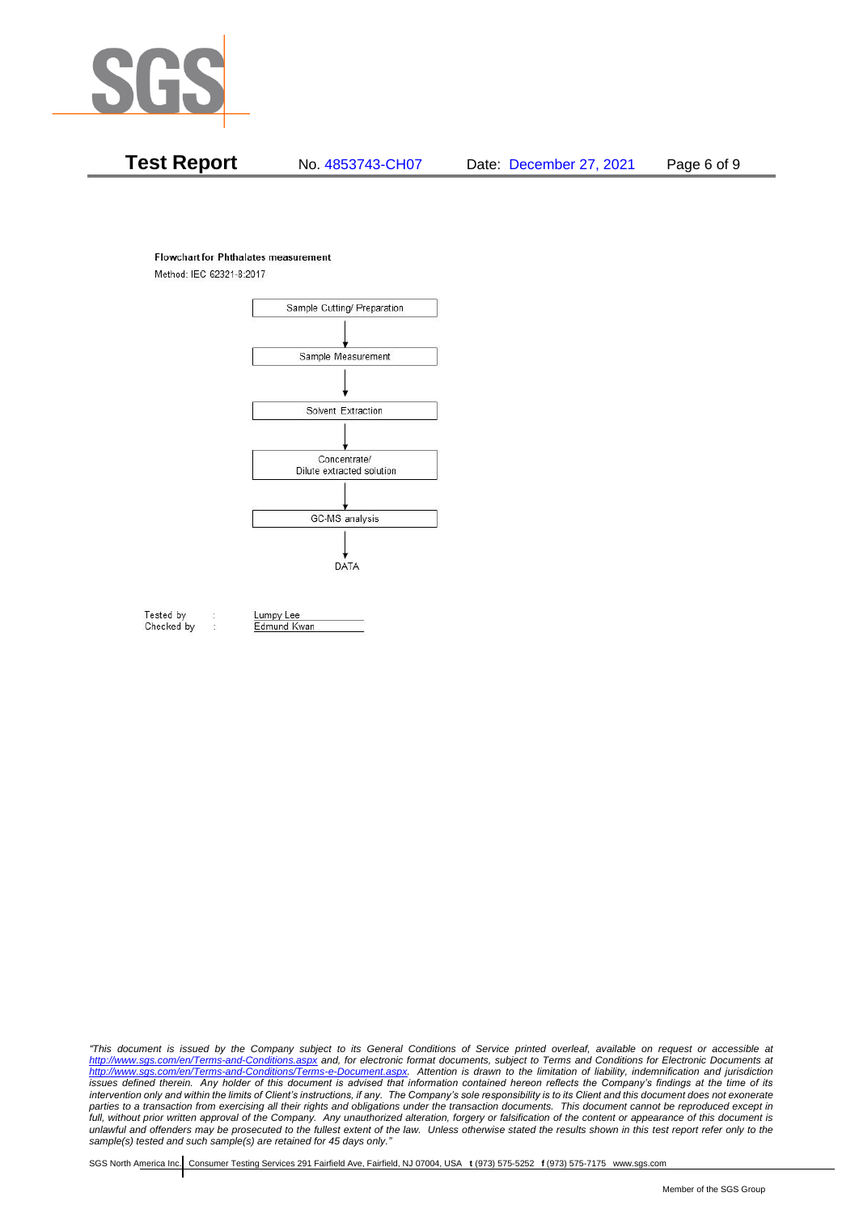**Flowchart for Phthalates measurement**

Method: IEC 62321-8:2017

Sample Cutting/ Preparation

↓

Sample Measurement

↓

Solvent Extraction

↓

Concentrate/
Dilute extracted solution

↓

GC-MS analysis

↓

DATA

| | | |
|---|---|---|
| Tested by | : | Lumpy Lee |
| Checked by | : | Edmund Kwan |

*"This document is issued by the Company subject to its General Conditions of Service printed overleaf, available on request or accessible at http://www.sgs.com/en/Terms-and-Conditions.aspx and, for electronic format documents, subject to Terms and Conditions for Electronic Documents at http://www.sgs.com/en/Terms-and-Conditions/Terms-e-Document.aspx. Attention is drawn to the limitation of liability, indemnification and jurisdiction issues defined therein. Any holder of this document is advised that information contained hereon reflects the Company's findings at the time of its intervention only and within the limits of Client's instructions, if any. The Company's sole responsibility is to its Client and this document does not exonerate parties to a transaction from exercising all their rights and obligations under the transaction documents. This document cannot be reproduced except in full, without prior written approval of the Company. Any unauthorized alteration, forgery or falsification of the content or appearance of this document is unlawful and offenders may be prosecuted to the fullest extent of the law. Unless otherwise stated the results shown in this test report refer only to the sample(s) tested and such sample(s) are retained for 45 days only."*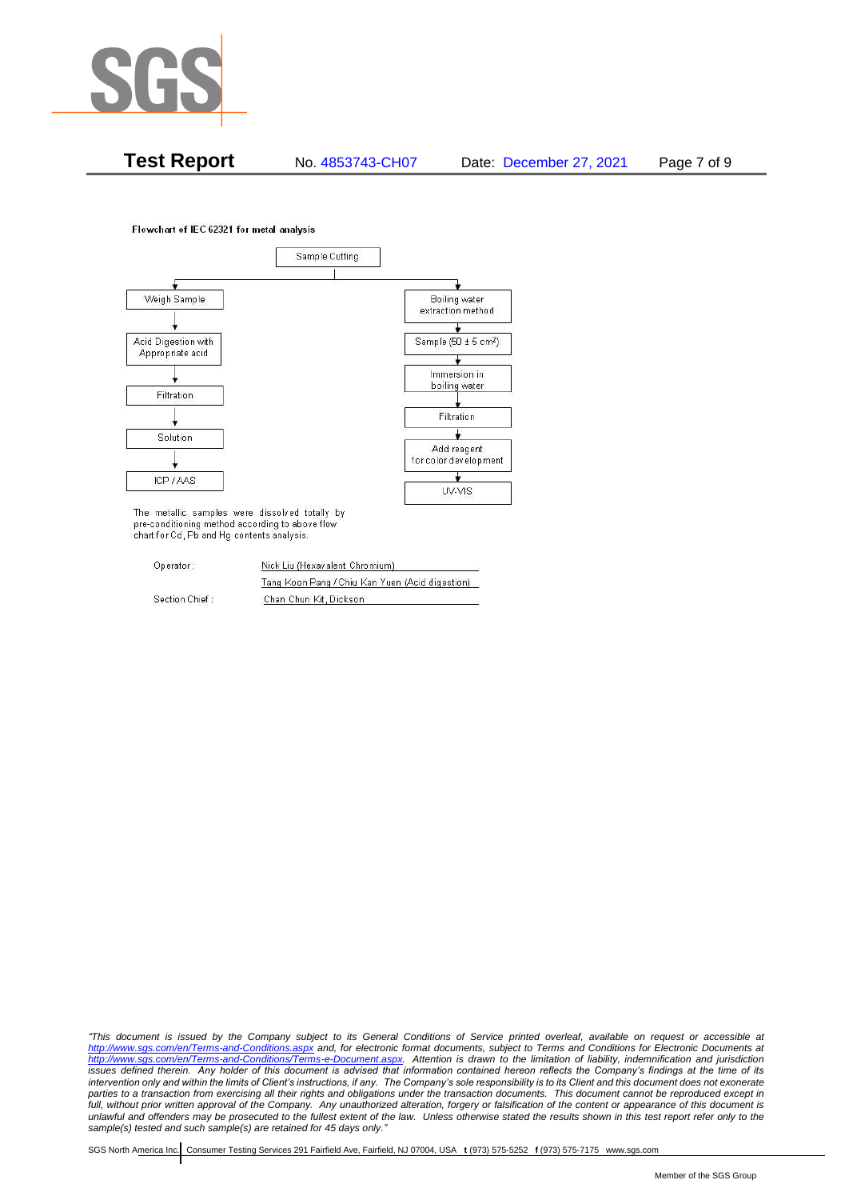Flowchart of IEC 62321 for metal analysis

Sample Cutting

Left branch:
- Weigh Sample
- Acid Digestion with Appropriate acid
- Filtration
- Solution
- ICP / AAS

Right branch:
- Boiling water extraction method
- Sample ($50 \pm 5$ cm$^2$)
- Immersion in boiling water
- Filtration
- Add reagent for color development
- UV-VIS

The metallic samples were dissolved totally by pre-conditioning method according to above flow chart for Cd, Pb and Hg contents analysis.

| | |
|---|---|
| Operator: | Nick Liu (Hexavalent Chromium) |
| | Tang Koon Pang / Chiu Kan Yuen (Acid digestion) |
| Section Chief: | Chan Chun Kit, Dickson |

*"This document is issued by the Company subject to its General Conditions of Service printed overleaf, available on request or accessible at http://www.sgs.com/en/Terms-and-Conditions.aspx and, for electronic format documents, subject to Terms and Conditions for Electronic Documents at http://www.sgs.com/en/Terms-and-Conditions/Terms-e-Document.aspx. Attention is drawn to the limitation of liability, indemnification and jurisdiction issues defined therein. Any holder of this document is advised that information contained hereon reflects the Company's findings at the time of its intervention only and within the limits of Client's instructions, if any. The Company's sole responsibility is to its Client and this document does not exonerate parties to a transaction from exercising all their rights and obligations under the transaction documents. This document cannot be reproduced except in full, without prior written approval of the Company. Any unauthorized alteration, forgery or falsification of the content or appearance of this document is unlawful and offenders may be prosecuted to the fullest extent of the law. Unless otherwise stated the results shown in this test report refer only to the sample(s) tested and such sample(s) are retained for 45 days only."*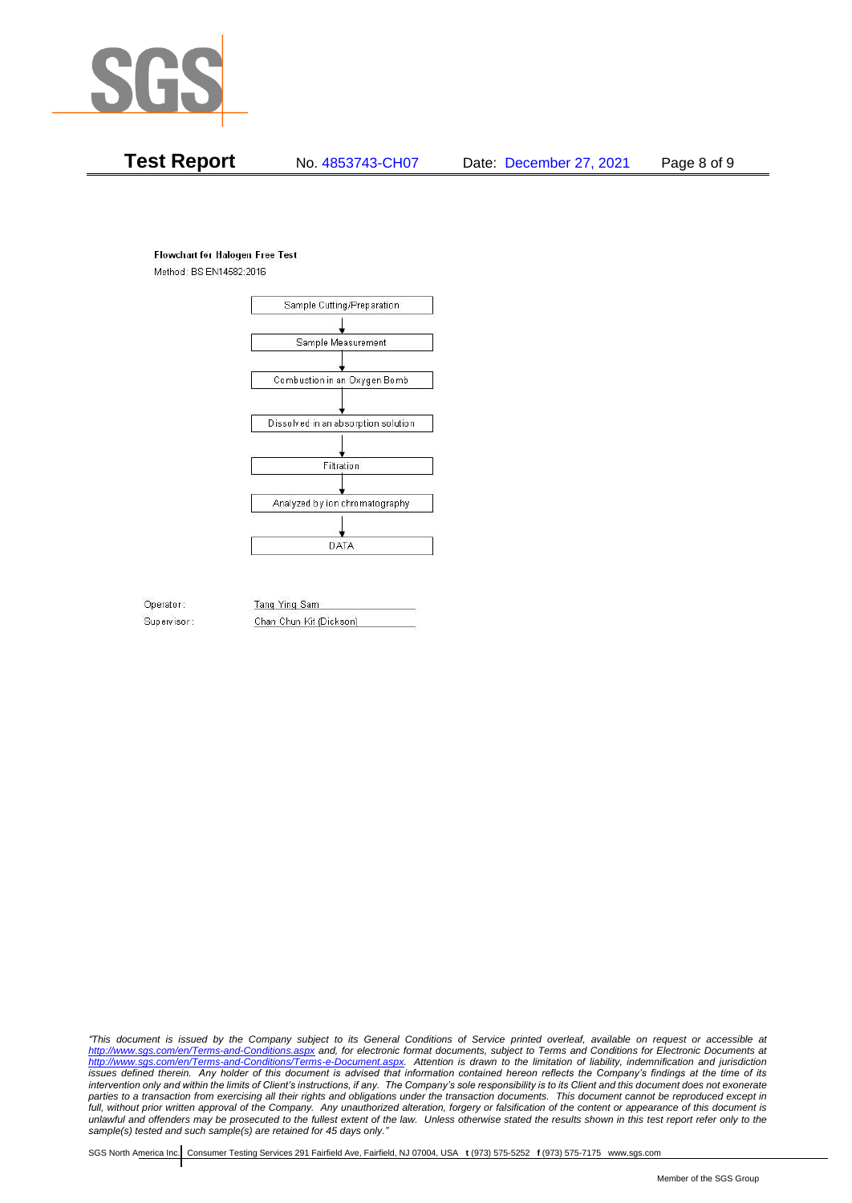**Flowchart for Halogen Free Test**

Method: BS EN14582:2016

Sample Cutting/Preparation

↓

Sample Measurement

↓

Combustion in an Oxygen Bomb

↓

Dissolved in an absorption solution

↓

Filtration

↓

Analyzed by ion chromatography

↓

DATA

Operator: Tang Ying Sam

Supervisor: Chan Chun Kit (Dickson)

*"This document is issued by the Company subject to its General Conditions of Service printed overleaf, available on request or accessible at http://www.sgs.com/en/Terms-and-Conditions.aspx and, for electronic format documents, subject to Terms and Conditions for Electronic Documents at http://www.sgs.com/en/Terms-and-Conditions/Terms-e-Document.aspx. Attention is drawn to the limitation of liability, indemnification and jurisdiction issues defined therein. Any holder of this document is advised that information contained hereon reflects the Company's findings at the time of its intervention only and within the limits of Client's instructions, if any. The Company's sole responsibility is to its Client and this document does not exonerate parties to a transaction from exercising all their rights and obligations under the transaction documents. This document cannot be reproduced except in full, without prior written approval of the Company. Any unauthorized alteration, forgery or falsification of the content or appearance of this document is unlawful and offenders may be prosecuted to the fullest extent of the law. Unless otherwise stated the results shown in this test report refer only to the sample(s) tested and such sample(s) are retained for 45 days only."*

SGS North America Inc. | Consumer Testing Services 291 Fairfield Ave, Fairfield, NJ 07004, USA **t** (973) 575-5252 **f** (973) 575-7175 www.sgs.com

Member of the SGS Group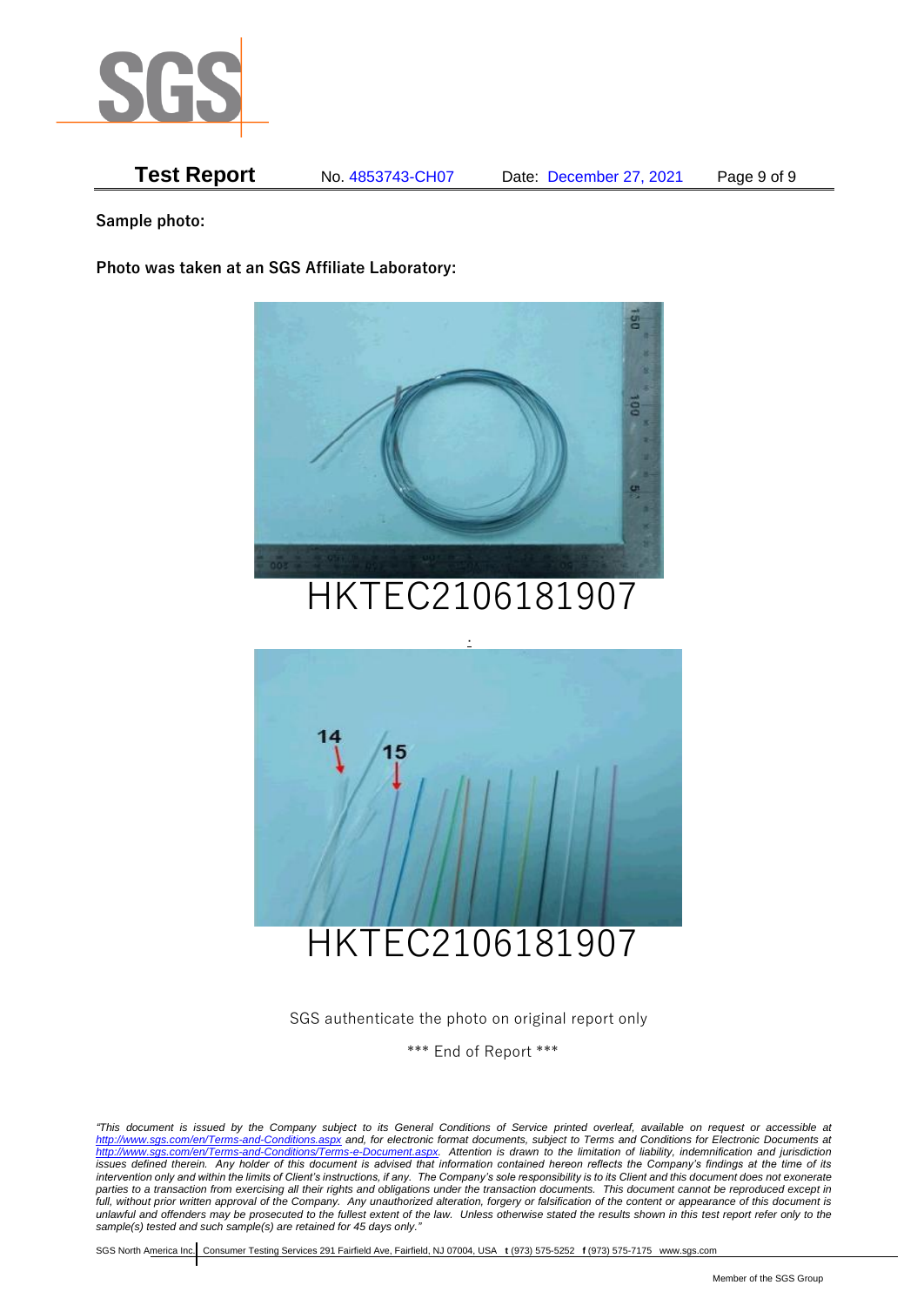**Sample photo:**

**Photo was taken at an SGS Affiliate Laboratory:**

HKTEC2106181907

14

15

HKTEC2106181907

SGS authenticate the photo on original report only

*** End of Report ***

*"This document is issued by the Company subject to its General Conditions of Service printed overleaf, available on request or accessible at http://www.sgs.com/en/Terms-and-Conditions.aspx and, for electronic format documents, subject to Terms and Conditions for Electronic Documents at http://www.sgs.com/en/Terms-and-Conditions/Terms-e-Document.aspx. Attention is drawn to the limitation of liability, indemnification and jurisdiction issues defined therein. Any holder of this document is advised that information contained hereon reflects the Company's findings at the time of its intervention only and within the limits of Client's instructions, if any. The Company's sole responsibility is to its Client and this document does not exonerate parties to a transaction from exercising all their rights and obligations under the transaction documents. This document cannot be reproduced except in full, without prior written approval of the Company. Any unauthorized alteration, forgery or falsification of the content or appearance of this document is unlawful and offenders may be prosecuted to the fullest extent of the law. Unless otherwise stated the results shown in this test report refer only to the sample(s) tested and such sample(s) are retained for 45 days only."*

SGS North America Inc. | Consumer Testing Services 291 Fairfield Ave, Fairfield, NJ 07004, USA **t** (973) 575-5252 **f** (973) 575-7175 www.sgs.com

Member of the SGS Group